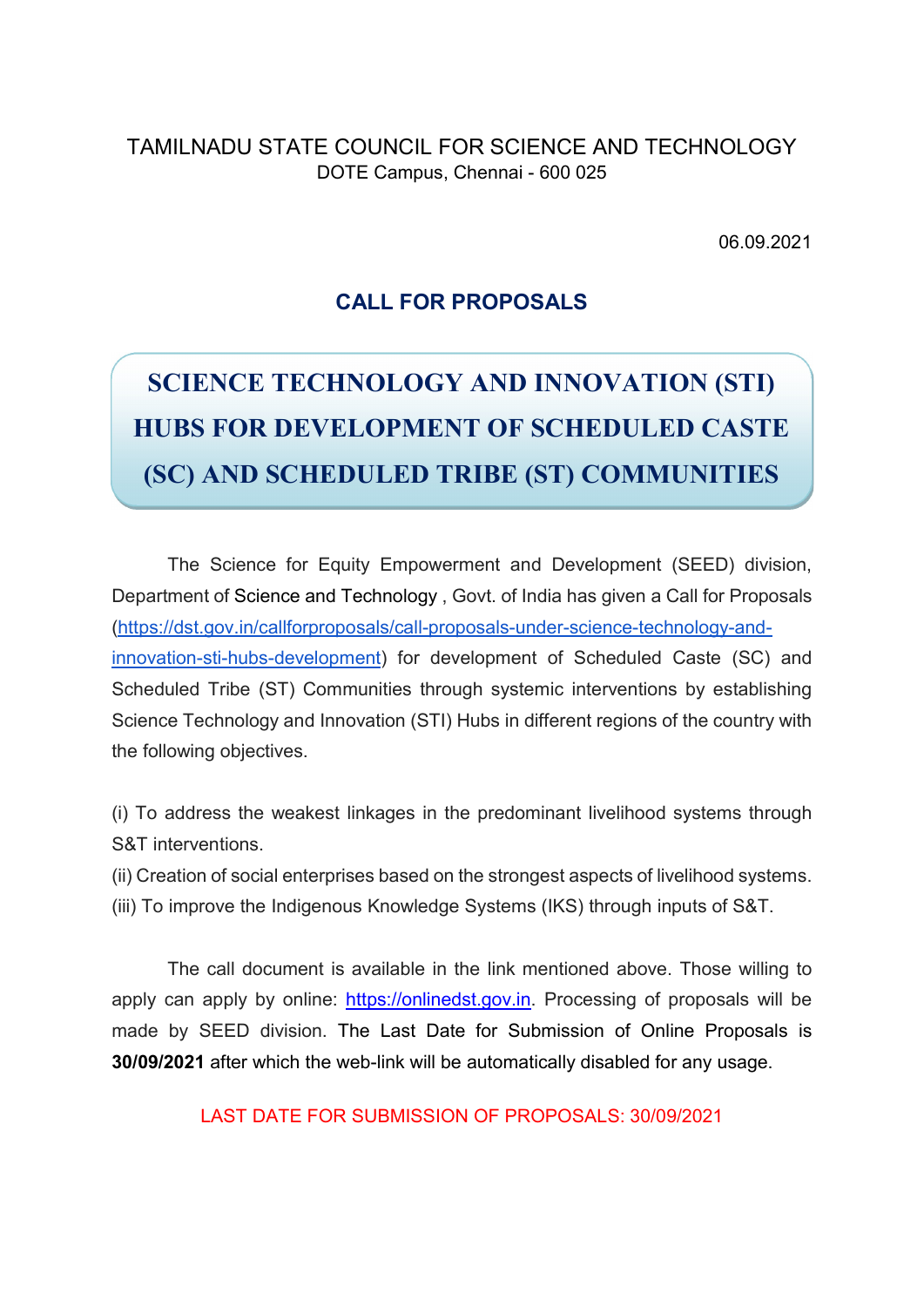TAMILNADU STATE COUNCIL FOR SCIENCE AND TECHNOLOGY

DOTE Campus, Chennai - 600 025

06.09.2021

## CALL FOR PROPOSALS

# SCIENCE TECHNOLOGY AND INNOVATION (STI) HUBS FOR DEVELOPMENT OF SCHEDULED CASTE (SC) AND SCHEDULED TRIBE (ST) COMMUNITIES

The Science for Equity Empowerment and Development (SEED) division, Department of Science and Technology , Govt. of India has given a Call for Proposals (https://dst.gov.in/callforproposals/call-proposals-under-science-technology-and-innovation-sti-hubs-development) for development of Scheduled Caste (SC) and Scheduled Tribe (ST) Communities through systemic interventions by establishing Science Technology and Innovation (STI) Hubs in different regions of the country with the following objectives.

(i) To address the weakest linkages in the predominant livelihood systems through S&T interventions.
(ii) Creation of social enterprises based on the strongest aspects of livelihood systems.
(iii) To improve the Indigenous Knowledge Systems (IKS) through inputs of S&T.

The call document is available in the link mentioned above. Those willing to apply can apply by online: https://onlinedst.gov.in. Processing of proposals will be made by SEED division. The Last Date for Submission of Online Proposals is **30/09/2021** after which the web-link will be automatically disabled for any usage.

LAST DATE FOR SUBMISSION OF PROPOSALS: 30/09/2021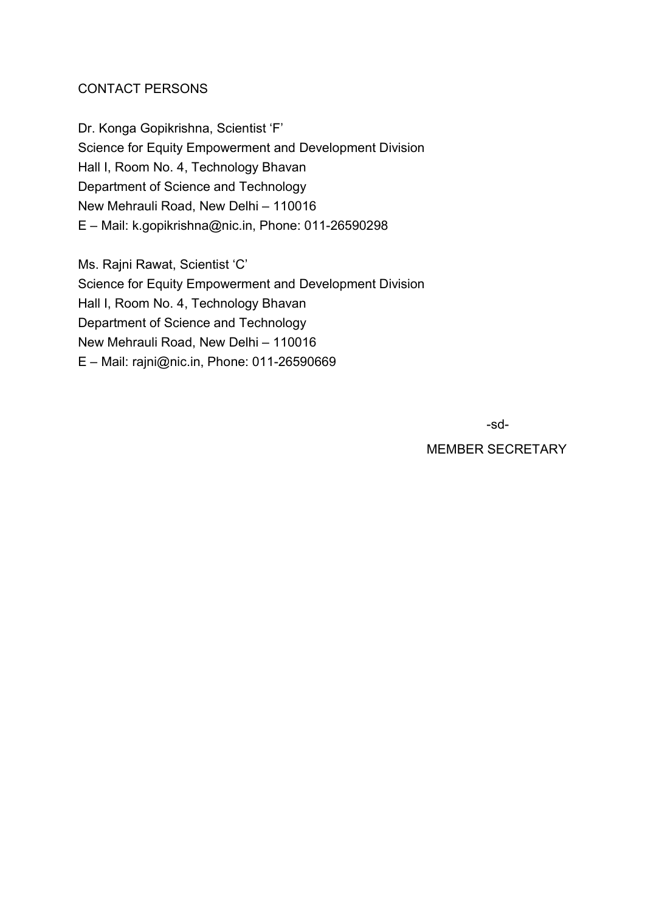CONTACT PERSONS

Dr. Konga Gopikrishna, Scientist 'F'
Science for Equity Empowerment and Development Division
Hall I, Room No. 4, Technology Bhavan
Department of Science and Technology
New Mehrauli Road, New Delhi – 110016
E – Mail: k.gopikrishna@nic.in, Phone: 011-26590298

Ms. Rajni Rawat, Scientist 'C'
Science for Equity Empowerment and Development Division
Hall I, Room No. 4, Technology Bhavan
Department of Science and Technology
New Mehrauli Road, New Delhi – 110016
E – Mail: rajni@nic.in, Phone: 011-26590669

-sd-

MEMBER SECRETARY